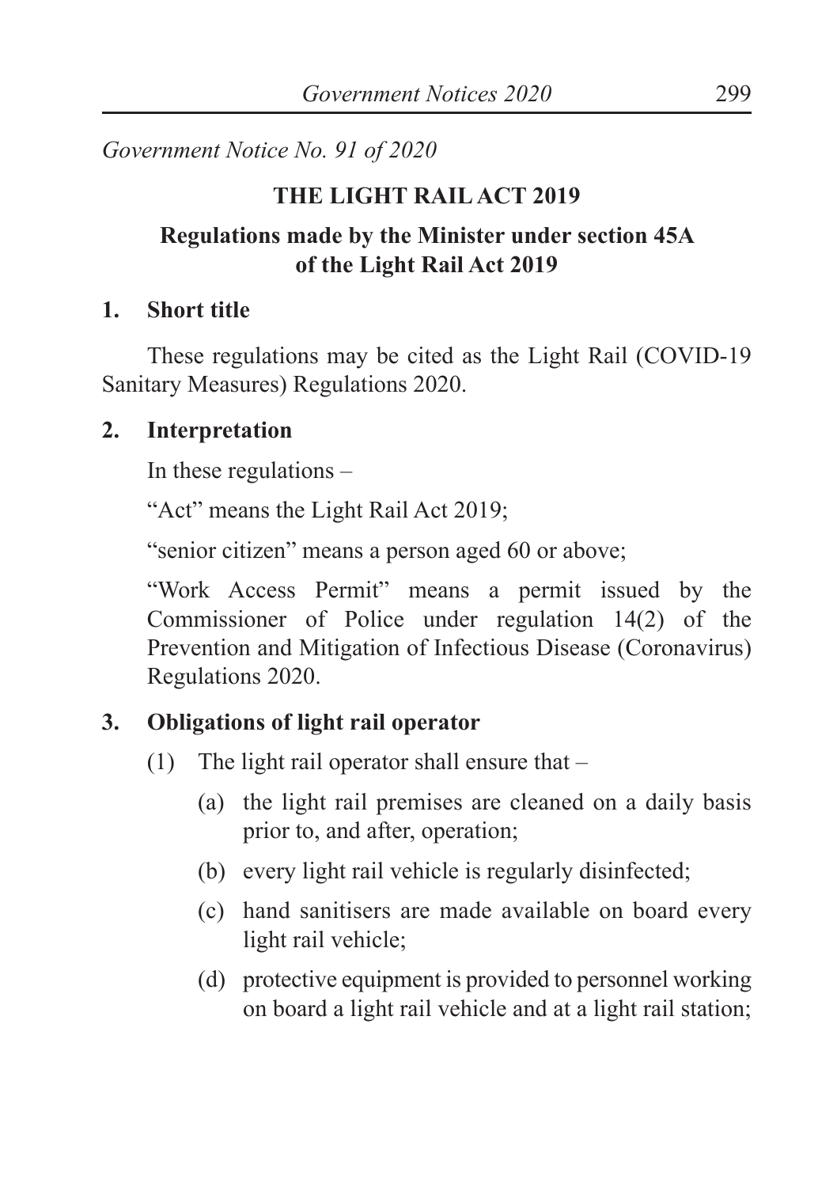*Government Notice No. 91 of 2020*

## THE LIGHT RAIL ACT 2019

### Regulations made by the Minister under section 45A of the Light Rail Act 2019

**1. Short title**

These regulations may be cited as the Light Rail (COVID-19 Sanitary Measures) Regulations 2020.

**2. Interpretation**

In these regulations –

"Act" means the Light Rail Act 2019;

"senior citizen" means a person aged 60 or above;

"Work Access Permit" means a permit issued by the Commissioner of Police under regulation 14(2) of the Prevention and Mitigation of Infectious Disease (Coronavirus) Regulations 2020.

**3. Obligations of light rail operator**

(1) The light rail operator shall ensure that –

(a) the light rail premises are cleaned on a daily basis prior to, and after, operation;

(b) every light rail vehicle is regularly disinfected;

(c) hand sanitisers are made available on board every light rail vehicle;

(d) protective equipment is provided to personnel working on board a light rail vehicle and at a light rail station;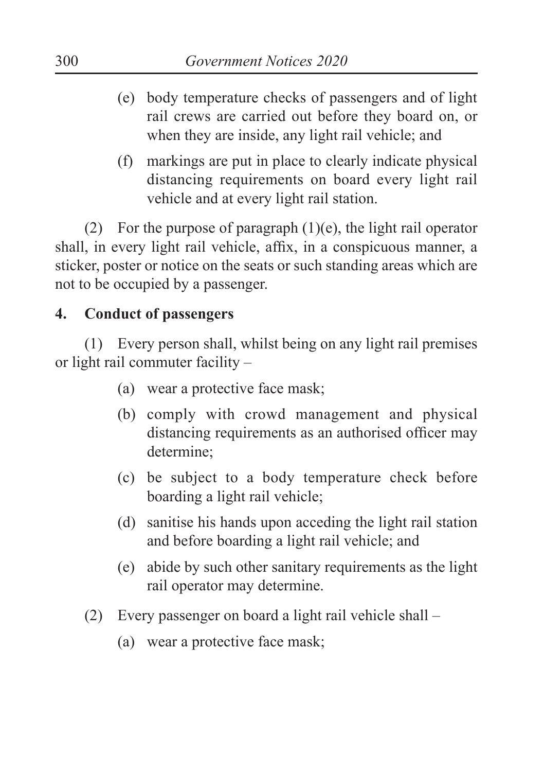(e) body temperature checks of passengers and of light rail crews are carried out before they board on, or when they are inside, any light rail vehicle; and

(f) markings are put in place to clearly indicate physical distancing requirements on board every light rail vehicle and at every light rail station.

(2) For the purpose of paragraph (1)(e), the light rail operator shall, in every light rail vehicle, affix, in a conspicuous manner, a sticker, poster or notice on the seats or such standing areas which are not to be occupied by a passenger.

**4. Conduct of passengers**

(1) Every person shall, whilst being on any light rail premises or light rail commuter facility –

(a) wear a protective face mask;

(b) comply with crowd management and physical distancing requirements as an authorised officer may determine;

(c) be subject to a body temperature check before boarding a light rail vehicle;

(d) sanitise his hands upon acceding the light rail station and before boarding a light rail vehicle; and

(e) abide by such other sanitary requirements as the light rail operator may determine.

(2) Every passenger on board a light rail vehicle shall –

(a) wear a protective face mask;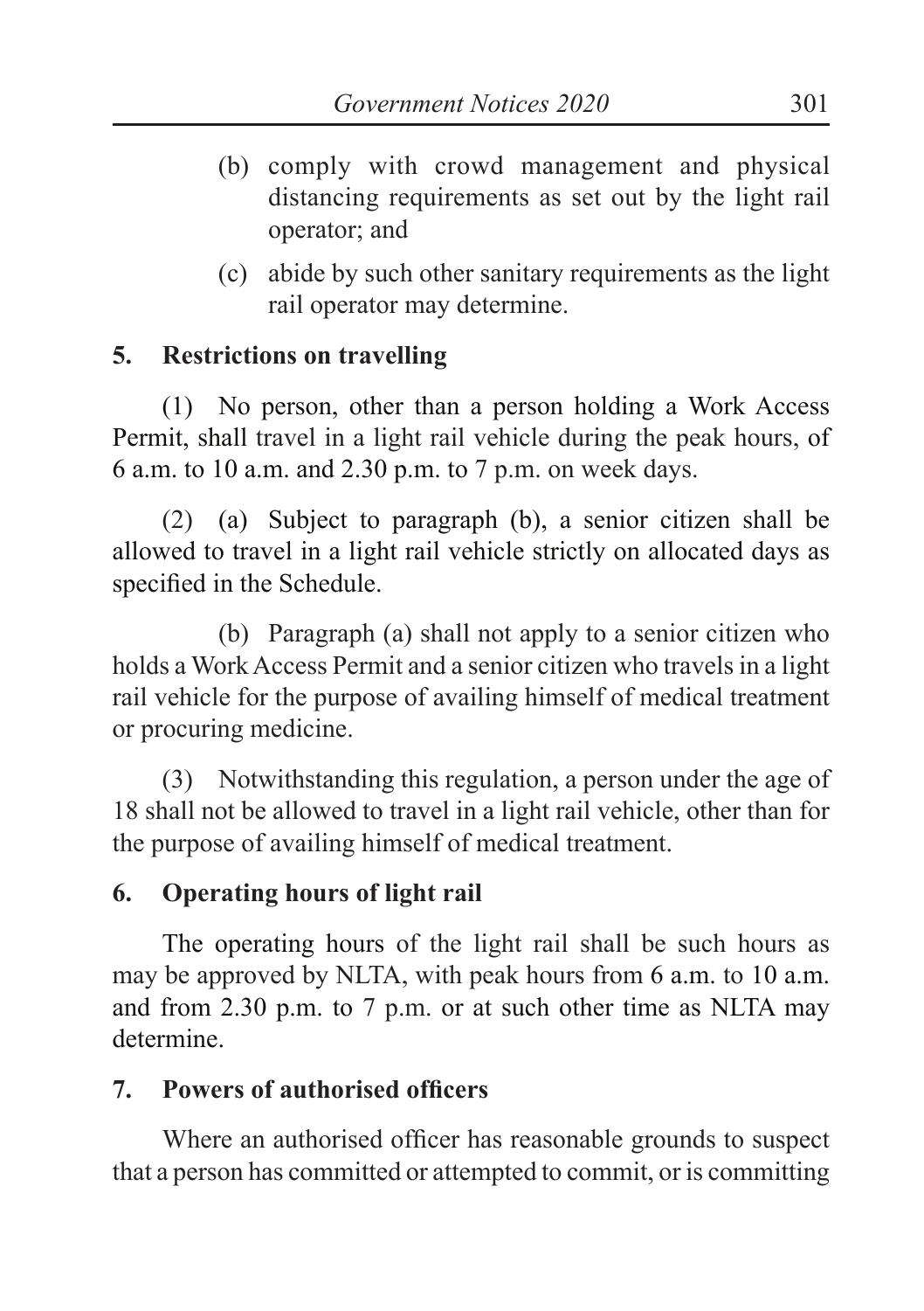(b) comply with crowd management and physical distancing requirements as set out by the light rail operator; and

(c) abide by such other sanitary requirements as the light rail operator may determine.

**5. Restrictions on travelling**

(1) No person, other than a person holding a Work Access Permit, shall travel in a light rail vehicle during the peak hours, of 6 a.m. to 10 a.m. and 2.30 p.m. to 7 p.m. on week days.

(2) (a) Subject to paragraph (b), a senior citizen shall be allowed to travel in a light rail vehicle strictly on allocated days as specified in the Schedule.

(b) Paragraph (a) shall not apply to a senior citizen who holds a Work Access Permit and a senior citizen who travels in a light rail vehicle for the purpose of availing himself of medical treatment or procuring medicine.

(3) Notwithstanding this regulation, a person under the age of 18 shall not be allowed to travel in a light rail vehicle, other than for the purpose of availing himself of medical treatment.

**6. Operating hours of light rail**

The operating hours of the light rail shall be such hours as may be approved by NLTA, with peak hours from 6 a.m. to 10 a.m. and from 2.30 p.m. to 7 p.m. or at such other time as NLTA may determine.

**7. Powers of authorised officers**

Where an authorised officer has reasonable grounds to suspect that a person has committed or attempted to commit, or is committing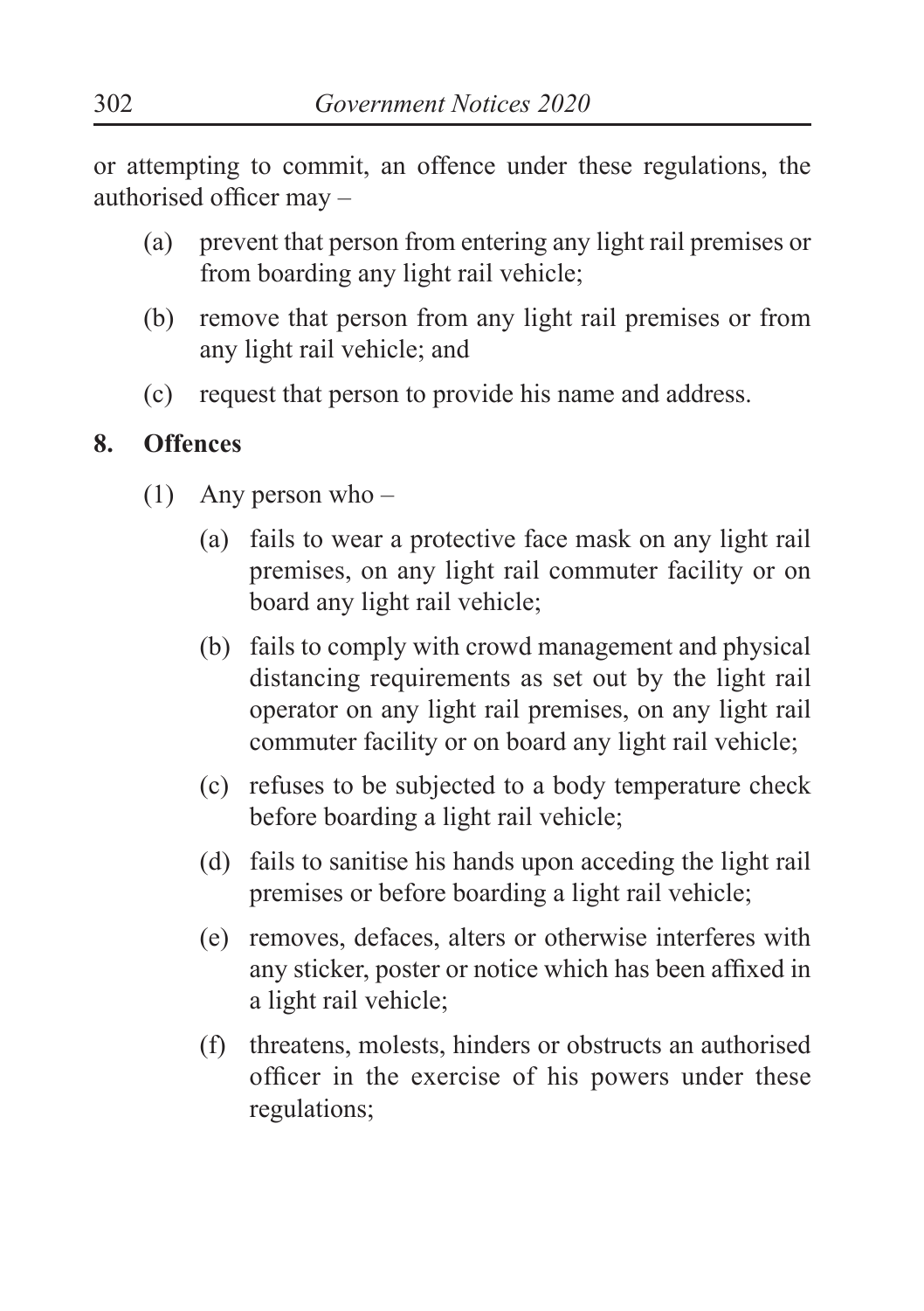or attempting to commit, an offence under these regulations, the authorised officer may –

(a) prevent that person from entering any light rail premises or from boarding any light rail vehicle;

(b) remove that person from any light rail premises or from any light rail vehicle; and

(c) request that person to provide his name and address.

**8. Offences**

(1) Any person who –

(a) fails to wear a protective face mask on any light rail premises, on any light rail commuter facility or on board any light rail vehicle;

(b) fails to comply with crowd management and physical distancing requirements as set out by the light rail operator on any light rail premises, on any light rail commuter facility or on board any light rail vehicle;

(c) refuses to be subjected to a body temperature check before boarding a light rail vehicle;

(d) fails to sanitise his hands upon acceding the light rail premises or before boarding a light rail vehicle;

(e) removes, defaces, alters or otherwise interferes with any sticker, poster or notice which has been affixed in a light rail vehicle;

(f) threatens, molests, hinders or obstructs an authorised officer in the exercise of his powers under these regulations;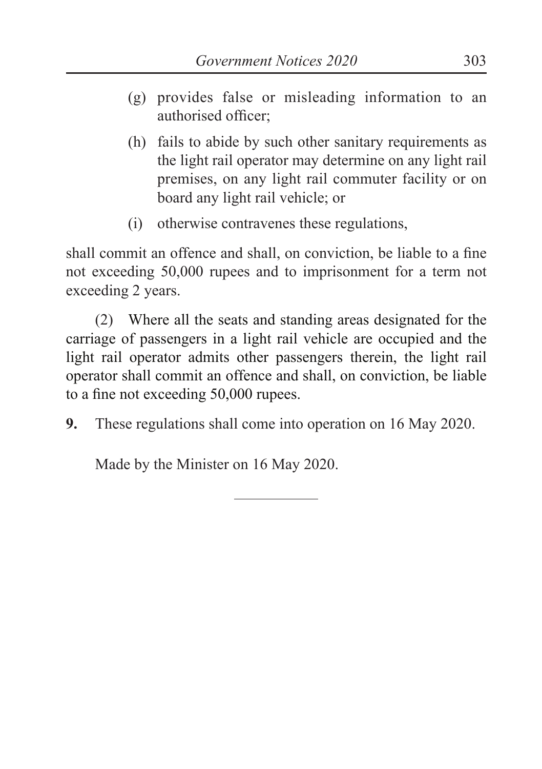(g) provides false or misleading information to an authorised officer;

(h) fails to abide by such other sanitary requirements as the light rail operator may determine on any light rail premises, on any light rail commuter facility or on board any light rail vehicle; or

(i) otherwise contravenes these regulations,

shall commit an offence and shall, on conviction, be liable to a fine not exceeding 50,000 rupees and to imprisonment for a term not exceeding 2 years.

(2) Where all the seats and standing areas designated for the carriage of passengers in a light rail vehicle are occupied and the light rail operator admits other passengers therein, the light rail operator shall commit an offence and shall, on conviction, be liable to a fine not exceeding 50,000 rupees.

**9.** These regulations shall come into operation on 16 May 2020.

Made by the Minister on 16 May 2020.

---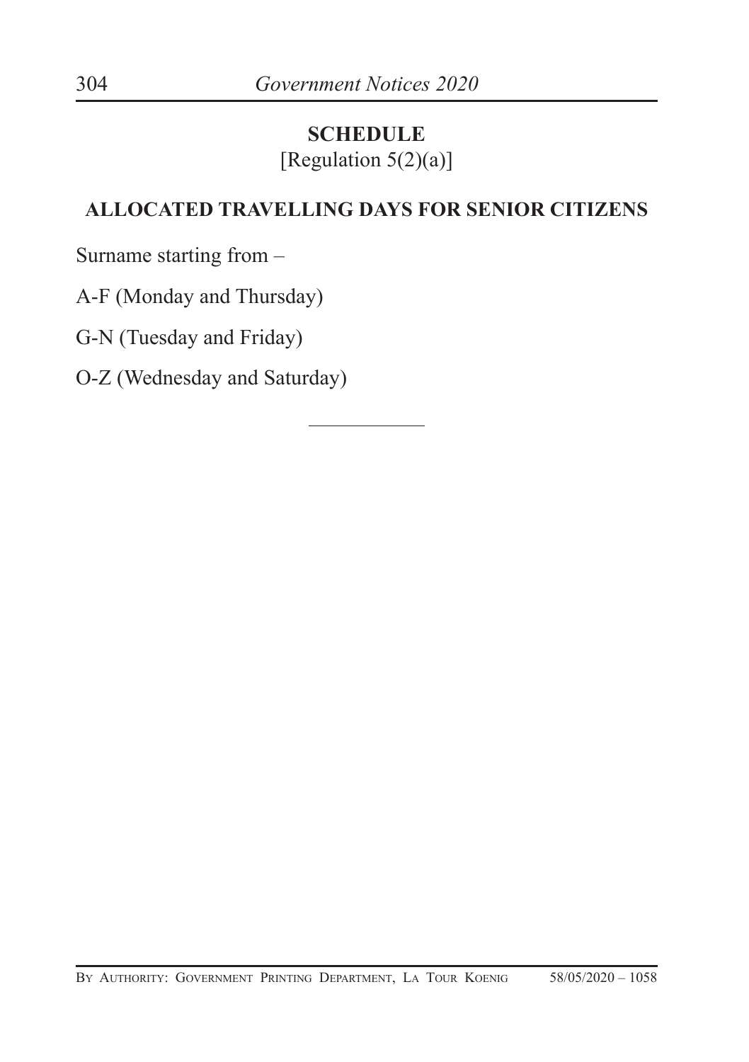## SCHEDULE

[Regulation 5(2)(a)]

## ALLOCATED TRAVELLING DAYS FOR SENIOR CITIZENS

Surname starting from –

A-F (Monday and Thursday)

G-N (Tuesday and Friday)

O-Z (Wednesday and Saturday)

---

By Authority: Government Printing Department, La Tour Koenig 58/05/2020 – 1058